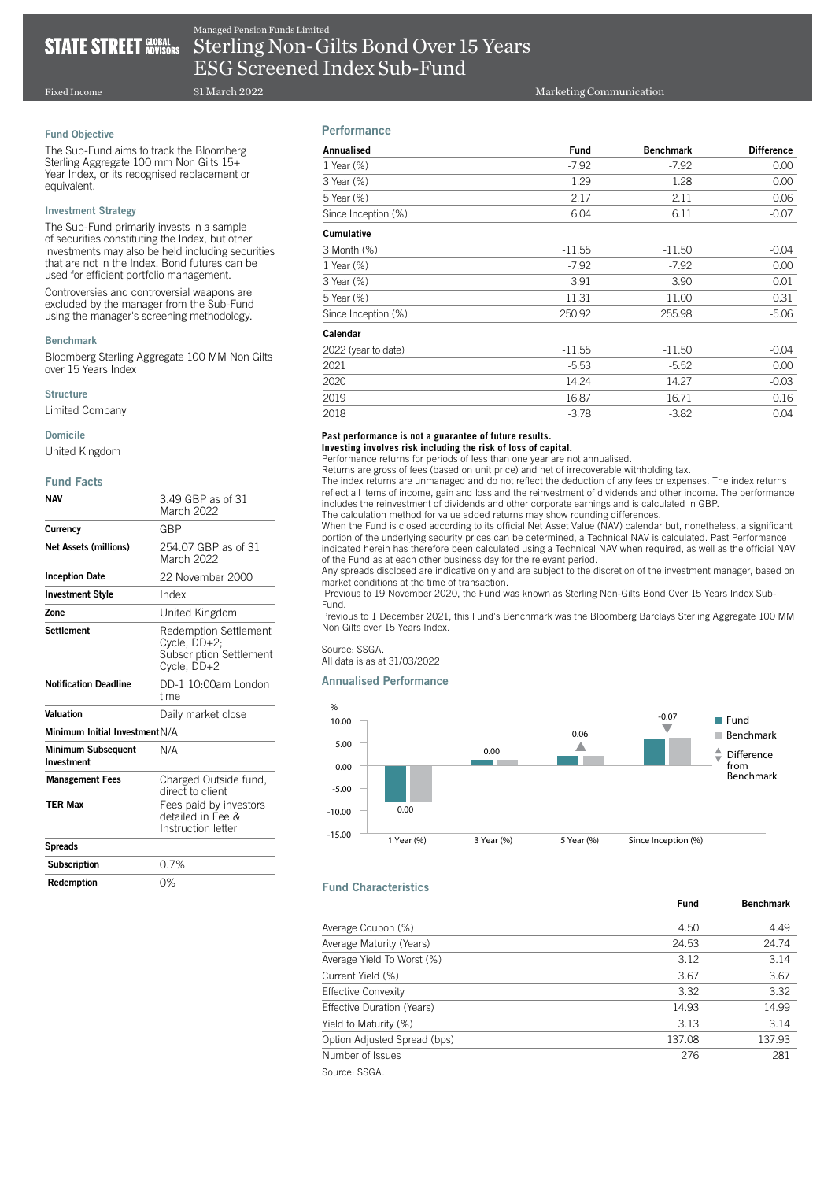STATE STREET GLOBAL ADVISORS

Managed Pension Funds Limited

# Sterling Non-Gilts Bond Over 15 Years ESG Screened Index Sub-Fund

Fixed Income | 31 March 2022 | Marketing Communication

### Fund Objective

The Sub-Fund aims to track the Bloomberg Sterling Aggregate 100 mm Non Gilts 15+ Year Index, or its recognised replacement or equivalent.

### Investment Strategy

The Sub-Fund primarily invests in a sample of securities constituting the Index, but other investments may also be held including securities that are not in the Index. Bond futures can be used for efficient portfolio management.

Controversies and controversial weapons are excluded by the manager from the Sub-Fund using the manager's screening methodology.

### Benchmark

Bloomberg Sterling Aggregate 100 MM Non Gilts over 15 Years Index

### Structure

Limited Company

### Domicile

United Kingdom

## Fund Facts

| | |
|---|---|
| **NAV** | 3.49 GBP as of 31 March 2022 |
| **Currency** | GBP |
| **Net Assets (millions)** | 254.07 GBP as of 31 March 2022 |
| **Inception Date** | 22 November 2000 |
| **Investment Style** | Index |
| **Zone** | United Kingdom |
| **Settlement** | Redemption Settlement Cycle, DD+2; Subscription Settlement Cycle, DD+2 |
| **Notification Deadline** | DD-1 10:00am London time |
| **Valuation** | Daily market close |
| **Minimum Initial Investment** | N/A |
| **Minimum Subsequent Investment** | N/A |
| **Management Fees** | Charged Outside fund, direct to client |
| **TER Max** | Fees paid by investors detailed in Fee & Instruction letter |
| **Spreads** | |
| **Subscription** | 0.7% |
| **Redemption** | 0% |

## Performance

| **Annualised** | **Fund** | **Benchmark** | **Difference** |
|---|---|---|---|
| 1 Year (%) | -7.92 | -7.92 | 0.00 |
| 3 Year (%) | 1.29 | 1.28 | 0.00 |
| 5 Year (%) | 2.17 | 2.11 | 0.06 |
| Since Inception (%) | 6.04 | 6.11 | -0.07 |
| **Cumulative** | | | |
| 3 Month (%) | -11.55 | -11.50 | -0.04 |
| 1 Year (%) | -7.92 | -7.92 | 0.00 |
| 3 Year (%) | 3.91 | 3.90 | 0.01 |
| 5 Year (%) | 11.31 | 11.00 | 0.31 |
| Since Inception (%) | 250.92 | 255.98 | -5.06 |
| **Calendar** | | | |
| 2022 (year to date) | -11.55 | -11.50 | -0.04 |
| 2021 | -5.53 | -5.52 | 0.00 |
| 2020 | 14.24 | 14.27 | -0.03 |
| 2019 | 16.87 | 16.71 | 0.16 |
| 2018 | -3.78 | -3.82 | 0.04 |

**Past performance is not a guarantee of future results.**
**Investing involves risk including the risk of loss of capital.**
Performance returns for periods of less than one year are not annualised.
Returns are gross of fees (based on unit price) and net of irrecoverable withholding tax.
The index returns are unmanaged and do not reflect the deduction of any fees or expenses. The index returns reflect all items of income, gain and loss and the reinvestment of dividends and other income. The performance includes the reinvestment of dividends and other corporate earnings and is calculated in GBP.
The calculation method for value added returns may show rounding differences.
When the Fund is closed according to its official Net Asset Value (NAV) calendar but, nonetheless, a significant portion of the underlying security prices can be determined, a Technical NAV is calculated. Past Performance indicated herein has therefore been calculated using a Technical NAV when required, as well as the official NAV of the Fund as at each other business day for the relevant period.
Any spreads disclosed are indicative only and are subject to the discretion of the investment manager, based on market conditions at the time of transaction.
Previous to 19 November 2020, the Fund was known as Sterling Non-Gilts Bond Over 15 Years Index Sub-Fund.
Previous to 1 December 2021, this Fund's Benchmark was the Bloomberg Barclays Sterling Aggregate 100 MM Non Gilts over 15 Years Index.

Source: SSGA.
All data is as at 31/03/2022

## Annualised Performance

| | Fund | Benchmark | Difference from Benchmark |
|---|---|---|---|
| 1 Year (%) | -7.92 | -7.92 | 0.00 |
| 3 Year (%) | 1.29 | 1.28 | 0.00 |
| 5 Year (%) | 2.17 | 2.11 | 0.06 |
| Since Inception (%) | 6.04 | 6.11 | -0.07 |

## Fund Characteristics

| | **Fund** | **Benchmark** |
|---|---|---|
| Average Coupon (%) | 4.50 | 4.49 |
| Average Maturity (Years) | 24.53 | 24.74 |
| Average Yield To Worst (%) | 3.12 | 3.14 |
| Current Yield (%) | 3.67 | 3.67 |
| Effective Convexity | 3.32 | 3.32 |
| Effective Duration (Years) | 14.93 | 14.99 |
| Yield to Maturity (%) | 3.13 | 3.14 |
| Option Adjusted Spread (bps) | 137.08 | 137.93 |
| Number of Issues | 276 | 281 |

Source: SSGA.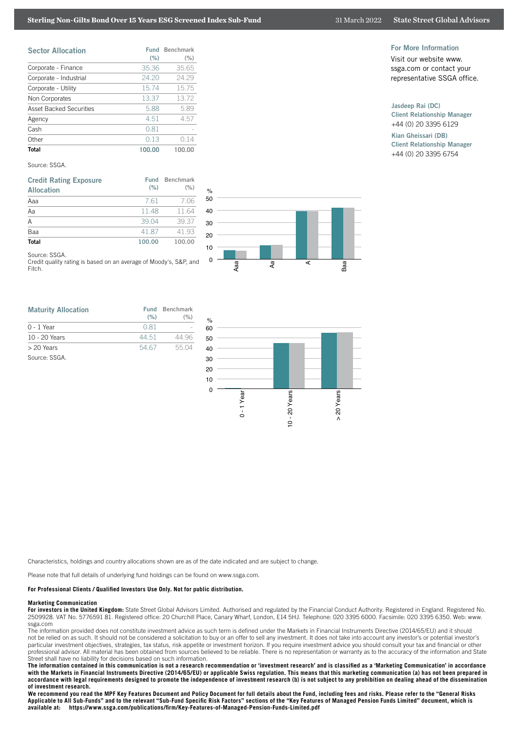## Sector Allocation

| Sector Allocation | Fund (%) | Benchmark (%) |
|---|---|---|
| Corporate - Finance | 35.36 | 35.65 |
| Corporate - Industrial | 24.20 | 24.29 |
| Corporate - Utility | 15.74 | 15.75 |
| Non Corporates | 13.37 | 13.72 |
| Asset Backed Securities | 5.88 | 5.89 |
| Agency | 4.51 | 4.57 |
| Cash | 0.81 | - |
| Other | 0.13 | 0.14 |
| **Total** | **100.00** | **100.00** |

Source: SSGA.

## Credit Rating Exposure Allocation

| Credit Rating Exposure Allocation | Fund (%) | Benchmark (%) |
|---|---|---|
| Aaa | 7.61 | 7.06 |
| Aa | 11.48 | 11.64 |
| A | 39.04 | 39.37 |
| Baa | 41.87 | 41.93 |
| **Total** | **100.00** | **100.00** |

Source: SSGA.
Credit quality rating is based on an average of Moody's, S&P, and Fitch.

## Maturity Allocation

| Maturity Allocation | Fund (%) | Benchmark (%) |
|---|---|---|
| 0 - 1 Year | 0.81 | - |
| 10 - 20 Years | 44.51 | 44.96 |
| > 20 Years | 54.67 | 55.04 |

Source: SSGA.

### For More Information

Visit our website www.ssga.com or contact your representative SSGA office.

**Jasdeep Rai (DC)**
**Client Relationship Manager**
+44 (0) 20 3395 6129

**Kian Gheissari (DB)**
**Client Relationship Manager**
+44 (0) 20 3395 6754

Characteristics, holdings and country allocations shown are as of the date indicated and are subject to change.

Please note that full details of underlying fund holdings can be found on www.ssga.com.

**For Professional Clients / Qualified Investors Use Only. Not for public distribution.**

**Marketing Communication**
**For investors in the United Kingdom:** State Street Global Advisors Limited. Authorised and regulated by the Financial Conduct Authority. Registered in England. Registered No. 2509928. VAT No. 5776591 81. Registered office: 20 Churchill Place, Canary Wharf, London, E14 5HJ. Telephone: 020 3395 6000. Facsimile: 020 3395 6350. Web: www.ssga.com

The information provided does not constitute investment advice as such term is defined under the Markets in Financial Instruments Directive (2014/65/EU) and it should not be relied on as such. It should not be considered a solicitation to buy or an offer to sell any investment. It does not take into account any investor's or potential investor's particular investment objectives, strategies, tax status, risk appetite or investment horizon. If you require investment advice you should consult your tax and financial or other professional advisor. All material has been obtained from sources believed to be reliable. There is no representation or warranty as to the accuracy of the information and State Street shall have no liability for decisions based on such information.

**The information contained in this communication is not a research recommendation or 'investment research' and is classified as a 'Marketing Communication' in accordance with the Markets in Financial Instruments Directive (2014/65/EU) or applicable Swiss regulation. This means that this marketing communication (a) has not been prepared in accordance with legal requirements designed to promote the independence of investment research (b) is not subject to any prohibition on dealing ahead of the dissemination of investment research.**

**We recommend you read the MPF Key Features Document and Policy Document for full details about the Fund, including fees and risks. Please refer to the "General Risks Applicable to All Sub-Funds" and to the relevant "Sub-Fund Specific Risk Factors" sections of the "Key Features of Managed Pension Funds Limited" document, which is available at: https://www.ssga.com/publications/firm/Key-Features-of-Managed-Pension-Funds-Limited.pdf**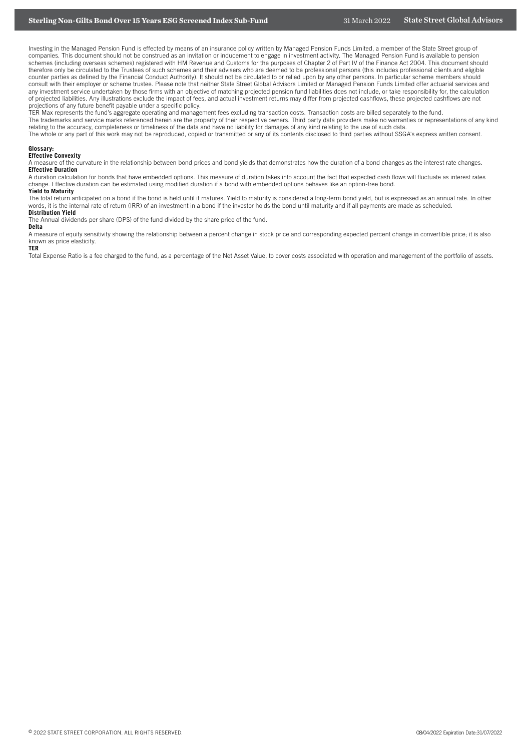Investing in the Managed Pension Fund is effected by means of an insurance policy written by Managed Pension Funds Limited, a member of the State Street group of companies. This document should not be construed as an invitation or inducement to engage in investment activity. The Managed Pension Fund is available to pension schemes (including overseas schemes) registered with HM Revenue and Customs for the purposes of Chapter 2 of Part IV of the Finance Act 2004. This document should therefore only be circulated to the Trustees of such schemes and their advisers who are deemed to be professional persons (this includes professional clients and eligible counter parties as defined by the Financial Conduct Authority). It should not be circulated to or relied upon by any other persons. In particular scheme members should consult with their employer or scheme trustee. Please note that neither State Street Global Advisors Limited or Managed Pension Funds Limited offer actuarial services and any investment service undertaken by those firms with an objective of matching projected pension fund liabilities does not include, or take responsibility for, the calculation of projected liabilities. Any illustrations exclude the impact of fees, and actual investment returns may differ from projected cashflows, these projected cashflows are not projections of any future benefit payable under a specific policy.

TER Max represents the fund's aggregate operating and management fees excluding transaction costs. Transaction costs are billed separately to the fund.

The trademarks and service marks referenced herein are the property of their respective owners. Third party data providers make no warranties or representations of any kind relating to the accuracy, completeness or timeliness of the data and have no liability for damages of any kind relating to the use of such data.

The whole or any part of this work may not be reproduced, copied or transmitted or any of its contents disclosed to third parties without SSGA's express written consent.

**Glossary:**

**Effective Convexity**

A measure of the curvature in the relationship between bond prices and bond yields that demonstrates how the duration of a bond changes as the interest rate changes.

**Effective Duration**

A duration calculation for bonds that have embedded options. This measure of duration takes into account the fact that expected cash flows will fluctuate as interest rates change. Effective duration can be estimated using modified duration if a bond with embedded options behaves like an option-free bond.

**Yield to Maturity**

The total return anticipated on a bond if the bond is held until it matures. Yield to maturity is considered a long-term bond yield, but is expressed as an annual rate. In other words, it is the internal rate of return (IRR) of an investment in a bond if the investor holds the bond until maturity and if all payments are made as scheduled.

**Distribution Yield**

The Annual dividends per share (DPS) of the fund divided by the share price of the fund.

**Delta**

A measure of equity sensitivity showing the relationship between a percent change in stock price and corresponding expected percent change in convertible price; it is also known as price elasticity.

**TER**

Total Expense Ratio is a fee charged to the fund, as a percentage of the Net Asset Value, to cover costs associated with operation and management of the portfolio of assets.

© 2022 STATE STREET CORPORATION. ALL RIGHTS RESERVED.

08/04/2022 Expiration Date:31/07/2022